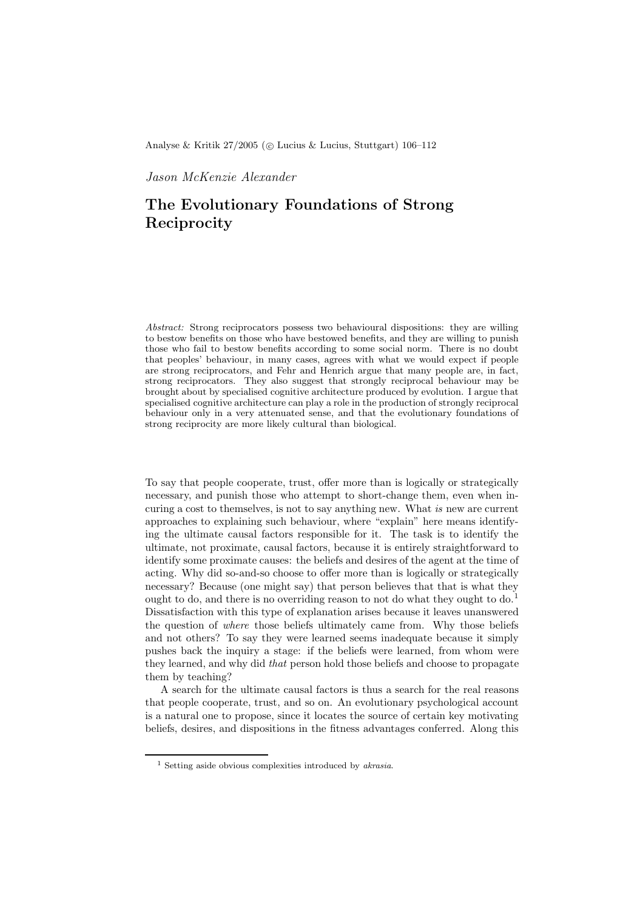*Jason McKenzie Alexander*

# The Evolutionary Foundations of Strong Reciprocity

*Abstract:* Strong reciprocators possess two behavioural dispositions: they are willing to bestow benefits on those who have bestowed benefits, and they are willing to punish those who fail to bestow benefits according to some social norm. There is no doubt that peoples' behaviour, in many cases, agrees with what we would expect if people are strong reciprocators, and Fehr and Henrich argue that many people are, in fact, strong reciprocators. They also suggest that strongly reciprocal behaviour may be brought about by specialised cognitive architecture produced by evolution. I argue that specialised cognitive architecture can play a role in the production of strongly reciprocal behaviour only in a very attenuated sense, and that the evolutionary foundations of strong reciprocity are more likely cultural than biological.

To say that people cooperate, trust, offer more than is logically or strategically necessary, and punish those who attempt to short-change them, even when incuring a cost to themselves, is not to say anything new. What *is* new are current approaches to explaining such behaviour, where "explain" here means identifying the ultimate causal factors responsible for it. The task is to identify the ultimate, not proximate, causal factors, because it is entirely straightforward to identify some proximate causes: the beliefs and desires of the agent at the time of acting. Why did so-and-so choose to offer more than is logically or strategically necessary? Because (one might say) that person believes that that is what they ought to do, and there is no overriding reason to not do what they ought to do.[1] Dissatisfaction with this type of explanation arises because it leaves unanswered the question of *where* those beliefs ultimately came from. Why those beliefs and not others? To say they were learned seems inadequate because it simply pushes back the inquiry a stage: if the beliefs were learned, from whom were they learned, and why did *that* person hold those beliefs and choose to propagate them by teaching?

A search for the ultimate causal factors is thus a search for the real reasons that people cooperate, trust, and so on. An evolutionary psychological account is a natural one to propose, since it locates the source of certain key motivating beliefs, desires, and dispositions in the fitness advantages conferred. Along this

[1] Setting aside obvious complexities introduced by *akrasia*.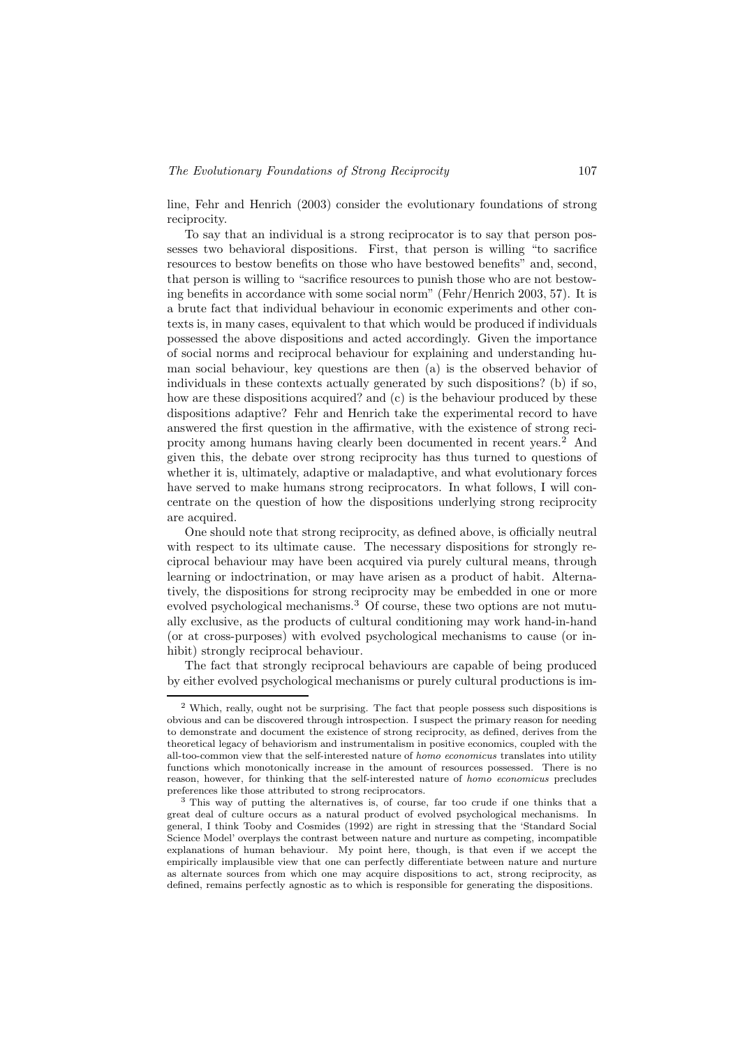line, Fehr and Henrich (2003) consider the evolutionary foundations of strong reciprocity.

To say that an individual is a strong reciprocator is to say that person possesses two behavioral dispositions. First, that person is willing "to sacrifice resources to bestow benefits on those who have bestowed benefits" and, second, that person is willing to "sacrifice resources to punish those who are not bestowing benefits in accordance with some social norm" (Fehr/Henrich 2003, 57). It is a brute fact that individual behaviour in economic experiments and other contexts is, in many cases, equivalent to that which would be produced if individuals possessed the above dispositions and acted accordingly. Given the importance of social norms and reciprocal behaviour for explaining and understanding human social behaviour, key questions are then (a) is the observed behavior of individuals in these contexts actually generated by such dispositions? (b) if so, how are these dispositions acquired? and (c) is the behaviour produced by these dispositions adaptive? Fehr and Henrich take the experimental record to have answered the first question in the affirmative, with the existence of strong reciprocity among humans having clearly been documented in recent years.[2] And given this, the debate over strong reciprocity has thus turned to questions of whether it is, ultimately, adaptive or maladaptive, and what evolutionary forces have served to make humans strong reciprocators. In what follows, I will concentrate on the question of how the dispositions underlying strong reciprocity are acquired.

One should note that strong reciprocity, as defined above, is officially neutral with respect to its ultimate cause. The necessary dispositions for strongly reciprocal behaviour may have been acquired via purely cultural means, through learning or indoctrination, or may have arisen as a product of habit. Alternatively, the dispositions for strong reciprocity may be embedded in one or more evolved psychological mechanisms.[3] Of course, these two options are not mutually exclusive, as the products of cultural conditioning may work hand-in-hand (or at cross-purposes) with evolved psychological mechanisms to cause (or inhibit) strongly reciprocal behaviour.

The fact that strongly reciprocal behaviours are capable of being produced by either evolved psychological mechanisms or purely cultural productions is im-

---

[2] Which, really, ought not be surprising. The fact that people possess such dispositions is obvious and can be discovered through introspection. I suspect the primary reason for needing to demonstrate and document the existence of strong reciprocity, as defined, derives from the theoretical legacy of behaviorism and instrumentalism in positive economics, coupled with the all-too-common view that the self-interested nature of *homo economicus* translates into utility functions which monotonically increase in the amount of resources possessed. There is no reason, however, for thinking that the self-interested nature of *homo economicus* precludes preferences like those attributed to strong reciprocators.

[3] This way of putting the alternatives is, of course, far too crude if one thinks that a great deal of culture occurs as a natural product of evolved psychological mechanisms. In general, I think Tooby and Cosmides (1992) are right in stressing that the 'Standard Social Science Model' overplays the contrast between nature and nurture as competing, incompatible explanations of human behaviour. My point here, though, is that even if we accept the empirically implausible view that one can perfectly differentiate between nature and nurture as alternate sources from which one may acquire dispositions to act, strong reciprocity, as defined, remains perfectly agnostic as to which is responsible for generating the dispositions.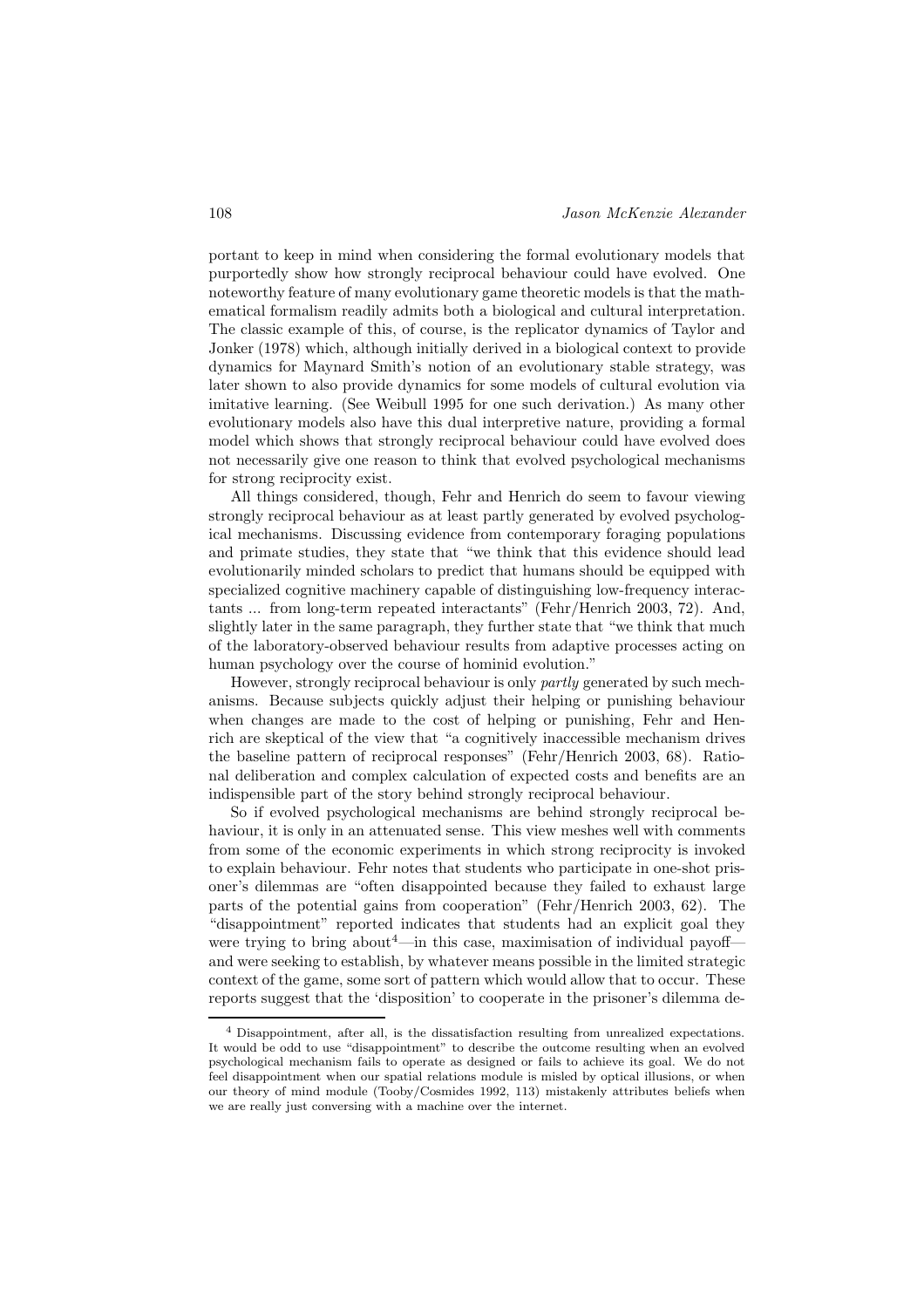portant to keep in mind when considering the formal evolutionary models that purportedly show how strongly reciprocal behaviour could have evolved. One noteworthy feature of many evolutionary game theoretic models is that the mathematical formalism readily admits both a biological and cultural interpretation. The classic example of this, of course, is the replicator dynamics of Taylor and Jonker (1978) which, although initially derived in a biological context to provide dynamics for Maynard Smith's notion of an evolutionary stable strategy, was later shown to also provide dynamics for some models of cultural evolution via imitative learning. (See Weibull 1995 for one such derivation.) As many other evolutionary models also have this dual interpretive nature, providing a formal model which shows that strongly reciprocal behaviour could have evolved does not necessarily give one reason to think that evolved psychological mechanisms for strong reciprocity exist.

All things considered, though, Fehr and Henrich do seem to favour viewing strongly reciprocal behaviour as at least partly generated by evolved psychological mechanisms. Discussing evidence from contemporary foraging populations and primate studies, they state that "we think that this evidence should lead evolutionarily minded scholars to predict that humans should be equipped with specialized cognitive machinery capable of distinguishing low-frequency interactants ... from long-term repeated interactants" (Fehr/Henrich 2003, 72). And, slightly later in the same paragraph, they further state that "we think that much of the laboratory-observed behaviour results from adaptive processes acting on human psychology over the course of hominid evolution."

However, strongly reciprocal behaviour is only *partly* generated by such mechanisms. Because subjects quickly adjust their helping or punishing behaviour when changes are made to the cost of helping or punishing, Fehr and Henrich are skeptical of the view that "a cognitively inaccessible mechanism drives the baseline pattern of reciprocal responses" (Fehr/Henrich 2003, 68). Rational deliberation and complex calculation of expected costs and benefits are an indispensible part of the story behind strongly reciprocal behaviour.

So if evolved psychological mechanisms are behind strongly reciprocal behaviour, it is only in an attenuated sense. This view meshes well with comments from some of the economic experiments in which strong reciprocity is invoked to explain behaviour. Fehr notes that students who participate in one-shot prisoner's dilemmas are "often disappointed because they failed to exhaust large parts of the potential gains from cooperation" (Fehr/Henrich 2003, 62). The "disappointment" reported indicates that students had an explicit goal they were trying to bring about[4]—in this case, maximisation of individual payoff—and were seeking to establish, by whatever means possible in the limited strategic context of the game, some sort of pattern which would allow that to occur. These reports suggest that the 'disposition' to cooperate in the prisoner's dilemma de-

[4] Disappointment, after all, is the dissatisfaction resulting from unrealized expectations. It would be odd to use "disappointment" to describe the outcome resulting when an evolved psychological mechanism fails to operate as designed or fails to achieve its goal. We do not feel disappointment when our spatial relations module is misled by optical illusions, or when our theory of mind module (Tooby/Cosmides 1992, 113) mistakenly attributes beliefs when we are really just conversing with a machine over the internet.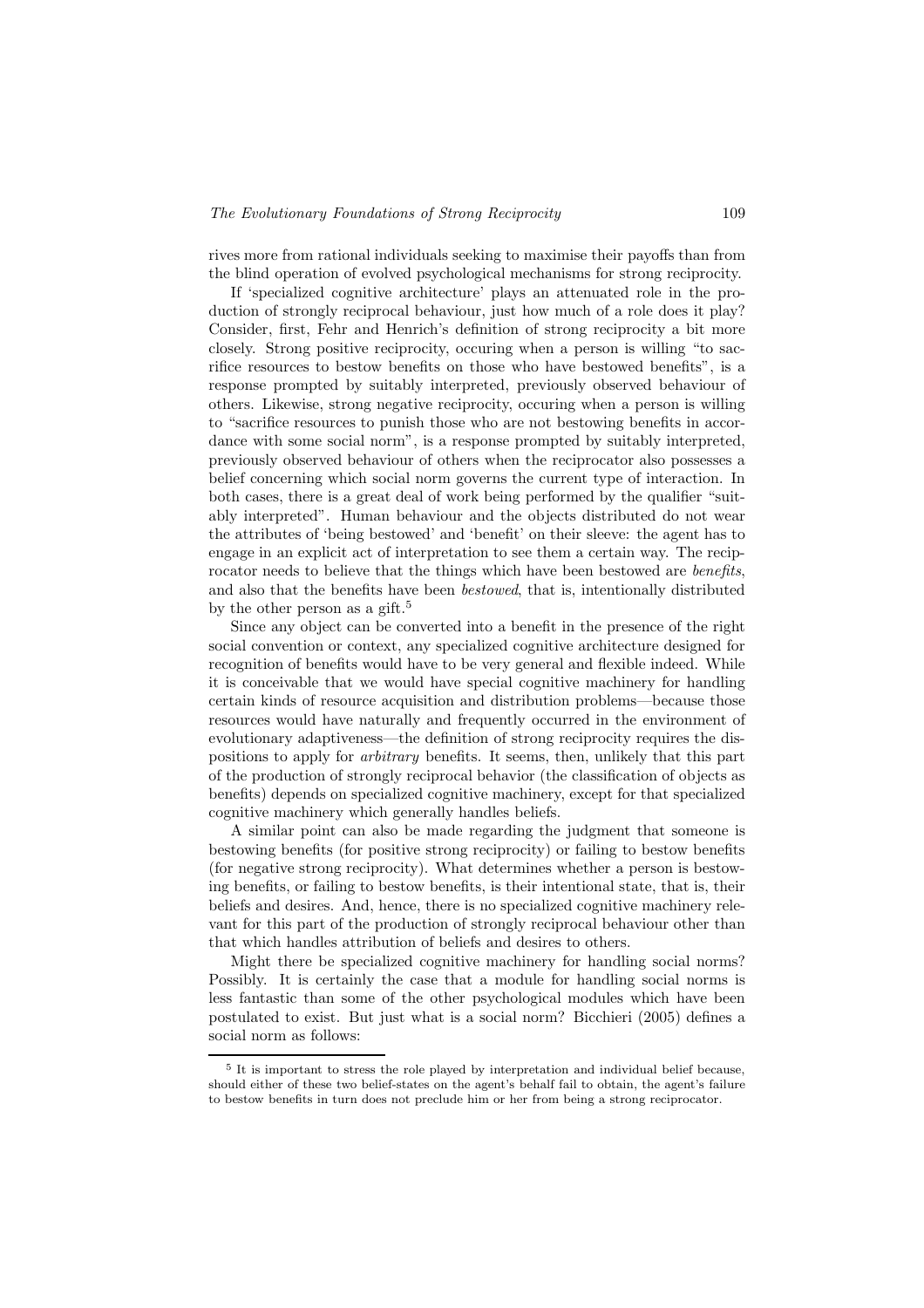rives more from rational individuals seeking to maximise their payoffs than from the blind operation of evolved psychological mechanisms for strong reciprocity.

If 'specialized cognitive architecture' plays an attenuated role in the production of strongly reciprocal behaviour, just how much of a role does it play? Consider, first, Fehr and Henrich's definition of strong reciprocity a bit more closely. Strong positive reciprocity, occuring when a person is willing "to sacrifice resources to bestow benefits on those who have bestowed benefits", is a response prompted by suitably interpreted, previously observed behaviour of others. Likewise, strong negative reciprocity, occuring when a person is willing to "sacrifice resources to punish those who are not bestowing benefits in accordance with some social norm", is a response prompted by suitably interpreted, previously observed behaviour of others when the reciprocator also possesses a belief concerning which social norm governs the current type of interaction. In both cases, there is a great deal of work being performed by the qualifier "suitably interpreted". Human behaviour and the objects distributed do not wear the attributes of 'being bestowed' and 'benefit' on their sleeve: the agent has to engage in an explicit act of interpretation to see them a certain way. The reciprocator needs to believe that the things which have been bestowed are *benefits*, and also that the benefits have been *bestowed*, that is, intentionally distributed by the other person as a gift.[5]

Since any object can be converted into a benefit in the presence of the right social convention or context, any specialized cognitive architecture designed for recognition of benefits would have to be very general and flexible indeed. While it is conceivable that we would have special cognitive machinery for handling certain kinds of resource acquisition and distribution problems—because those resources would have naturally and frequently occurred in the environment of evolutionary adaptiveness—the definition of strong reciprocity requires the dispositions to apply for *arbitrary* benefits. It seems, then, unlikely that this part of the production of strongly reciprocal behavior (the classification of objects as benefits) depends on specialized cognitive machinery, except for that specialized cognitive machinery which generally handles beliefs.

A similar point can also be made regarding the judgment that someone is bestowing benefits (for positive strong reciprocity) or failing to bestow benefits (for negative strong reciprocity). What determines whether a person is bestowing benefits, or failing to bestow benefits, is their intentional state, that is, their beliefs and desires. And, hence, there is no specialized cognitive machinery relevant for this part of the production of strongly reciprocal behaviour other than that which handles attribution of beliefs and desires to others.

Might there be specialized cognitive machinery for handling social norms? Possibly. It is certainly the case that a module for handling social norms is less fantastic than some of the other psychological modules which have been postulated to exist. But just what is a social norm? Bicchieri (2005) defines a social norm as follows:

[5] It is important to stress the role played by interpretation and individual belief because, should either of these two belief-states on the agent's behalf fail to obtain, the agent's failure to bestow benefits in turn does not preclude him or her from being a strong reciprocator.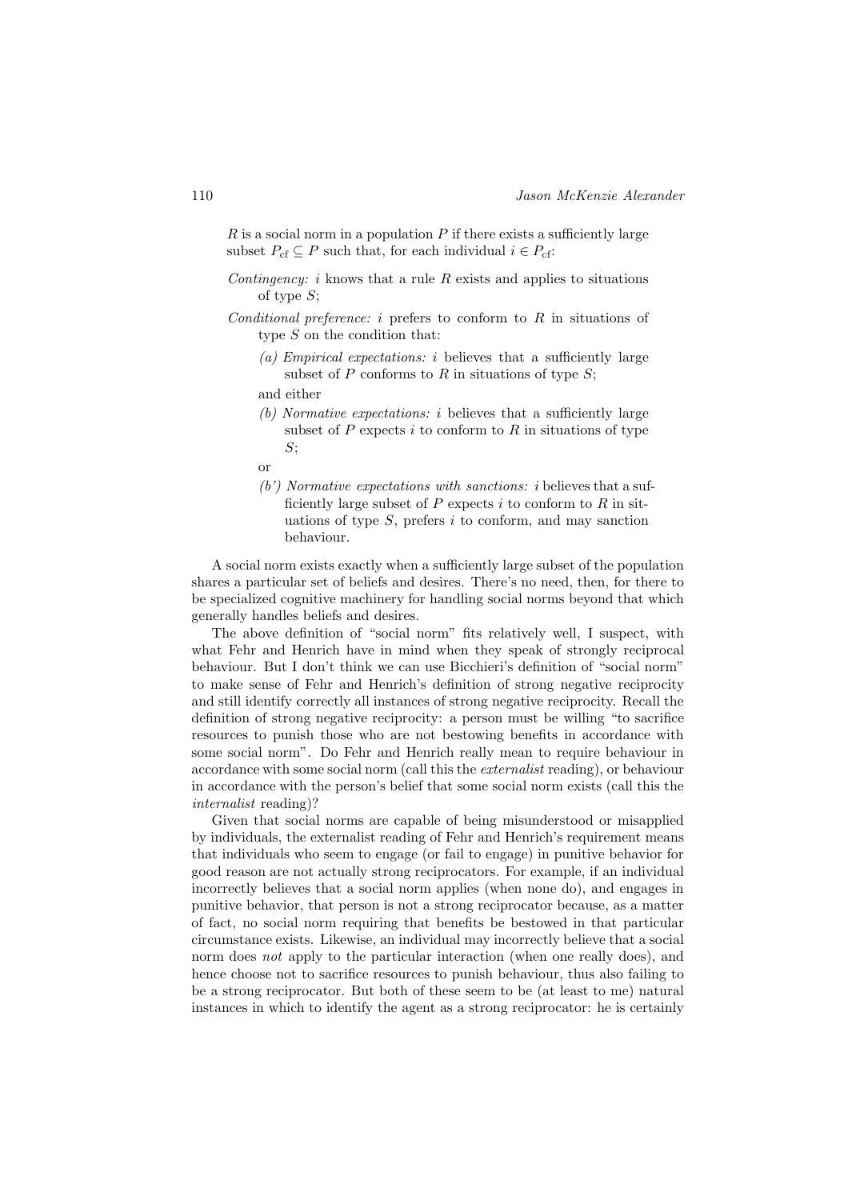$R$ is a social norm in a population $P$ if there exists a sufficiently large subset $P_{cf} \subseteq P$ such that, for each individual $i \in P_{cf}$:

*Contingency:* $i$ knows that a rule $R$ exists and applies to situations of type $S$;

*Conditional preference:* $i$ prefers to conform to $R$ in situations of type $S$ on the condition that:

*(a) Empirical expectations:* $i$ believes that a sufficiently large subset of $P$ conforms to $R$ in situations of type $S$;

and either

*(b) Normative expectations:* $i$ believes that a sufficiently large subset of $P$ expects $i$ to conform to $R$ in situations of type $S$;

or

*(b') Normative expectations with sanctions:* $i$ believes that a sufficiently large subset of $P$ expects $i$ to conform to $R$ in situations of type $S$, prefers $i$ to conform, and may sanction behaviour.

A social norm exists exactly when a sufficiently large subset of the population shares a particular set of beliefs and desires. There's no need, then, for there to be specialized cognitive machinery for handling social norms beyond that which generally handles beliefs and desires.

The above definition of "social norm" fits relatively well, I suspect, with what Fehr and Henrich have in mind when they speak of strongly reciprocal behaviour. But I don't think we can use Bicchieri's definition of "social norm" to make sense of Fehr and Henrich's definition of strong negative reciprocity and still identify correctly all instances of strong negative reciprocity. Recall the definition of strong negative reciprocity: a person must be willing "to sacrifice resources to punish those who are not bestowing benefits in accordance with some social norm". Do Fehr and Henrich really mean to require behaviour in accordance with some social norm (call this the *externalist* reading), or behaviour in accordance with the person's belief that some social norm exists (call this the *internalist* reading)?

Given that social norms are capable of being misunderstood or misapplied by individuals, the externalist reading of Fehr and Henrich's requirement means that individuals who seem to engage (or fail to engage) in punitive behavior for good reason are not actually strong reciprocators. For example, if an individual incorrectly believes that a social norm applies (when none do), and engages in punitive behavior, that person is not a strong reciprocator because, as a matter of fact, no social norm requiring that benefits be bestowed in that particular circumstance exists. Likewise, an individual may incorrectly believe that a social norm does *not* apply to the particular interaction (when one really does), and hence choose not to sacrifice resources to punish behaviour, thus also failing to be a strong reciprocator. But both of these seem to be (at least to me) natural instances in which to identify the agent as a strong reciprocator: he is certainly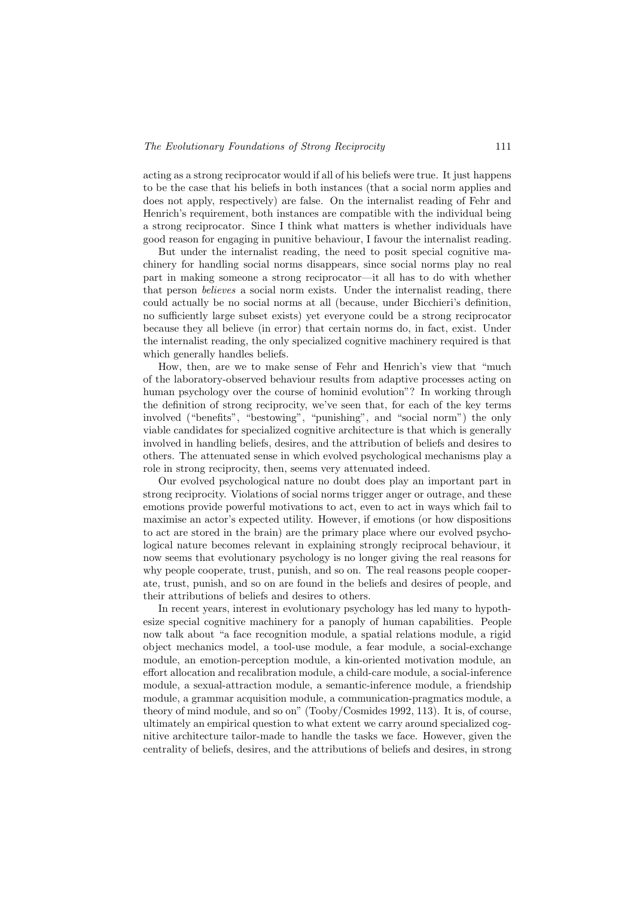acting as a strong reciprocator would if all of his beliefs were true. It just happens to be the case that his beliefs in both instances (that a social norm applies and does not apply, respectively) are false. On the internalist reading of Fehr and Henrich's requirement, both instances are compatible with the individual being a strong reciprocator. Since I think what matters is whether individuals have good reason for engaging in punitive behaviour, I favour the internalist reading.

But under the internalist reading, the need to posit special cognitive machinery for handling social norms disappears, since social norms play no real part in making someone a strong reciprocator—it all has to do with whether that person *believes* a social norm exists. Under the internalist reading, there could actually be no social norms at all (because, under Bicchieri's definition, no sufficiently large subset exists) yet everyone could be a strong reciprocator because they all believe (in error) that certain norms do, in fact, exist. Under the internalist reading, the only specialized cognitive machinery required is that which generally handles beliefs.

How, then, are we to make sense of Fehr and Henrich's view that "much of the laboratory-observed behaviour results from adaptive processes acting on human psychology over the course of hominid evolution"? In working through the definition of strong reciprocity, we've seen that, for each of the key terms involved ("benefits", "bestowing", "punishing", and "social norm") the only viable candidates for specialized cognitive architecture is that which is generally involved in handling beliefs, desires, and the attribution of beliefs and desires to others. The attenuated sense in which evolved psychological mechanisms play a role in strong reciprocity, then, seems very attenuated indeed.

Our evolved psychological nature no doubt does play an important part in strong reciprocity. Violations of social norms trigger anger or outrage, and these emotions provide powerful motivations to act, even to act in ways which fail to maximise an actor's expected utility. However, if emotions (or how dispositions to act are stored in the brain) are the primary place where our evolved psychological nature becomes relevant in explaining strongly reciprocal behaviour, it now seems that evolutionary psychology is no longer giving the real reasons for why people cooperate, trust, punish, and so on. The real reasons people cooperate, trust, punish, and so on are found in the beliefs and desires of people, and their attributions of beliefs and desires to others.

In recent years, interest in evolutionary psychology has led many to hypothesize special cognitive machinery for a panoply of human capabilities. People now talk about "a face recognition module, a spatial relations module, a rigid object mechanics model, a tool-use module, a fear module, a social-exchange module, an emotion-perception module, a kin-oriented motivation module, an effort allocation and recalibration module, a child-care module, a social-inference module, a sexual-attraction module, a semantic-inference module, a friendship module, a grammar acquisition module, a communication-pragmatics module, a theory of mind module, and so on" (Tooby/Cosmides 1992, 113). It is, of course, ultimately an empirical question to what extent we carry around specialized cognitive architecture tailor-made to handle the tasks we face. However, given the centrality of beliefs, desires, and the attributions of beliefs and desires, in strong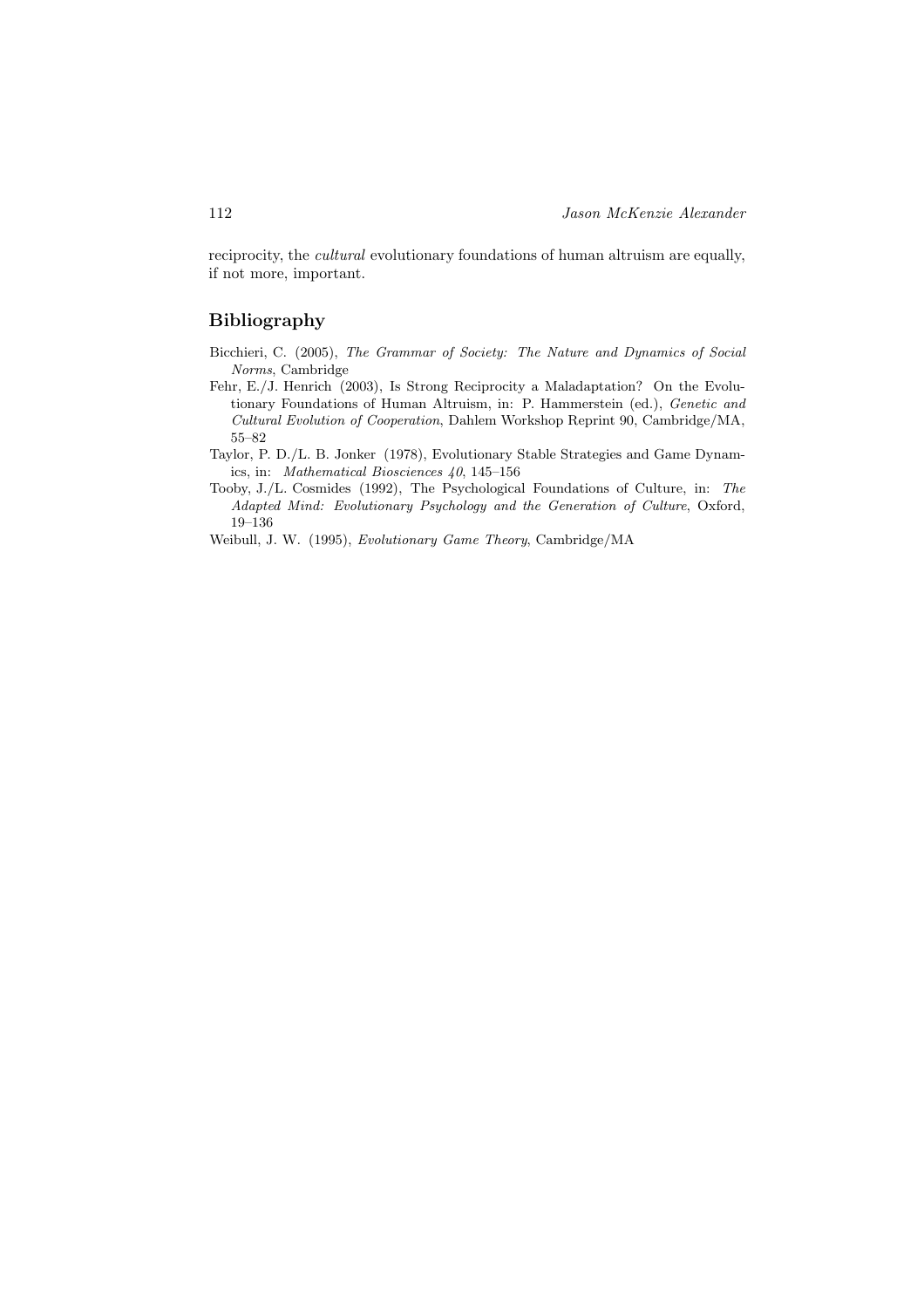reciprocity, the *cultural* evolutionary foundations of human altruism are equally, if not more, important.

## Bibliography

Bicchieri, C. (2005), *The Grammar of Society: The Nature and Dynamics of Social Norms*, Cambridge

Fehr, E./J. Henrich (2003), Is Strong Reciprocity a Maladaptation? On the Evolutionary Foundations of Human Altruism, in: P. Hammerstein (ed.), *Genetic and Cultural Evolution of Cooperation*, Dahlem Workshop Reprint 90, Cambridge/MA, 55–82

Taylor, P. D./L. B. Jonker (1978), Evolutionary Stable Strategies and Game Dynamics, in: *Mathematical Biosciences 40*, 145–156

Tooby, J./L. Cosmides (1992), The Psychological Foundations of Culture, in: *The Adapted Mind: Evolutionary Psychology and the Generation of Culture*, Oxford, 19–136

Weibull, J. W. (1995), *Evolutionary Game Theory*, Cambridge/MA